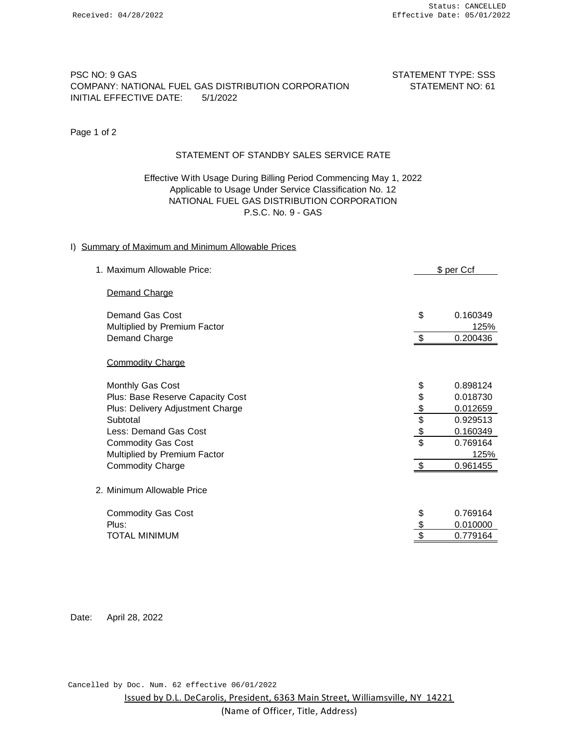Received: 04/28/2022

Status: CANCELLED
Effective Date: 05/01/2022

PSC NO: 9 GAS
COMPANY: NATIONAL FUEL GAS DISTRIBUTION CORPORATION
INITIAL EFFECTIVE DATE: 5/1/2022

STATEMENT TYPE: SSS
STATEMENT NO: 61

## STATEMENT OF STANDBY SALES SERVICE RATE

Effective With Usage During Billing Period Commencing May 1, 2022
Applicable to Usage Under Service Classification No. 12
NATIONAL FUEL GAS DISTRIBUTION CORPORATION
P.S.C. No. 9 - GAS

### I) Summary of Maximum and Minimum Allowable Prices

| | | $ per Ccf |
|---|---|---|
| **1. Maximum Allowable Price:** | | |
| Demand Charge | | |
| Demand Gas Cost | $ | 0.160349 |
| Multiplied by Premium Factor | | 125% |
| Demand Charge | $ | 0.200436 |
| Commodity Charge | | |
| Monthly Gas Cost | $ | 0.898124 |
| Plus: Base Reserve Capacity Cost | $ | 0.018730 |
| Plus: Delivery Adjustment Charge | $ | 0.012659 |
| Subtotal | $ | 0.929513 |
| Less: Demand Gas Cost | $ | 0.160349 |
| Commodity Gas Cost | $ | 0.769164 |
| Multiplied by Premium Factor | | 125% |
| Commodity Charge | $ | 0.961455 |
| **2. Minimum Allowable Price** | | |
| Commodity Gas Cost | $ | 0.769164 |
| Plus: | $ | 0.010000 |
| TOTAL MINIMUM | $ | 0.779164 |

Date: April 28, 2022

Cancelled by Doc. Num. 62 effective 06/01/2022

Issued by D.L. DeCarolis, President, 6363 Main Street, Williamsville, NY 14221
(Name of Officer, Title, Address)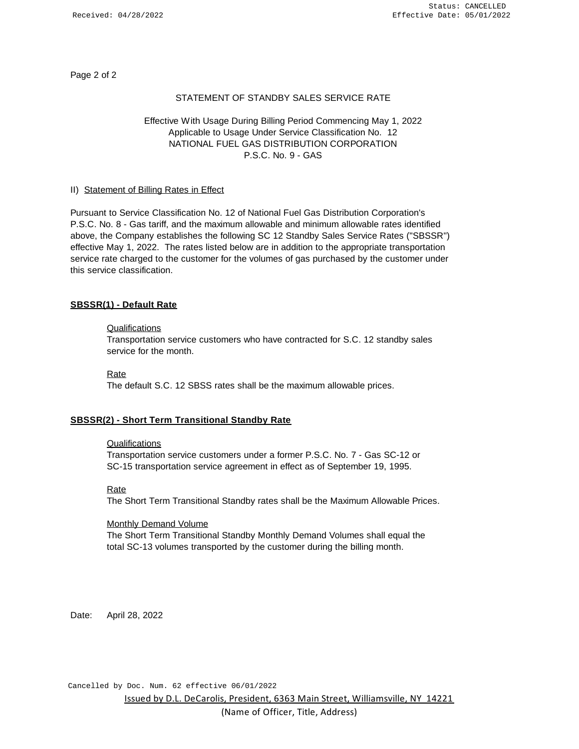STATEMENT OF STANDBY SALES SERVICE RATE

Effective With Usage During Billing Period Commencing May 1, 2022
Applicable to Usage Under Service Classification No. 12
NATIONAL FUEL GAS DISTRIBUTION CORPORATION
P.S.C. No. 9 - GAS

II) Statement of Billing Rates in Effect

Pursuant to Service Classification No. 12 of National Fuel Gas Distribution Corporation's P.S.C. No. 8 - Gas tariff, and the maximum allowable and minimum allowable rates identified above, the Company establishes the following SC 12 Standby Sales Service Rates ("SBSSR") effective May 1, 2022. The rates listed below are in addition to the appropriate transportation service rate charged to the customer for the volumes of gas purchased by the customer under this service classification.

**SBSSR(1) - Default Rate**

Qualifications
Transportation service customers who have contracted for S.C. 12 standby sales service for the month.

Rate
The default S.C. 12 SBSS rates shall be the maximum allowable prices.

**SBSSR(2) - Short Term Transitional Standby Rate**

Qualifications
Transportation service customers under a former P.S.C. No. 7 - Gas SC-12 or SC-15 transportation service agreement in effect as of September 19, 1995.

Rate
The Short Term Transitional Standby rates shall be the Maximum Allowable Prices.

Monthly Demand Volume
The Short Term Transitional Standby Monthly Demand Volumes shall equal the total SC-13 volumes transported by the customer during the billing month.

Date: April 28, 2022

Issued by D.L. DeCarolis, President, 6363 Main Street, Williamsville, NY 14221
(Name of Officer, Title, Address)